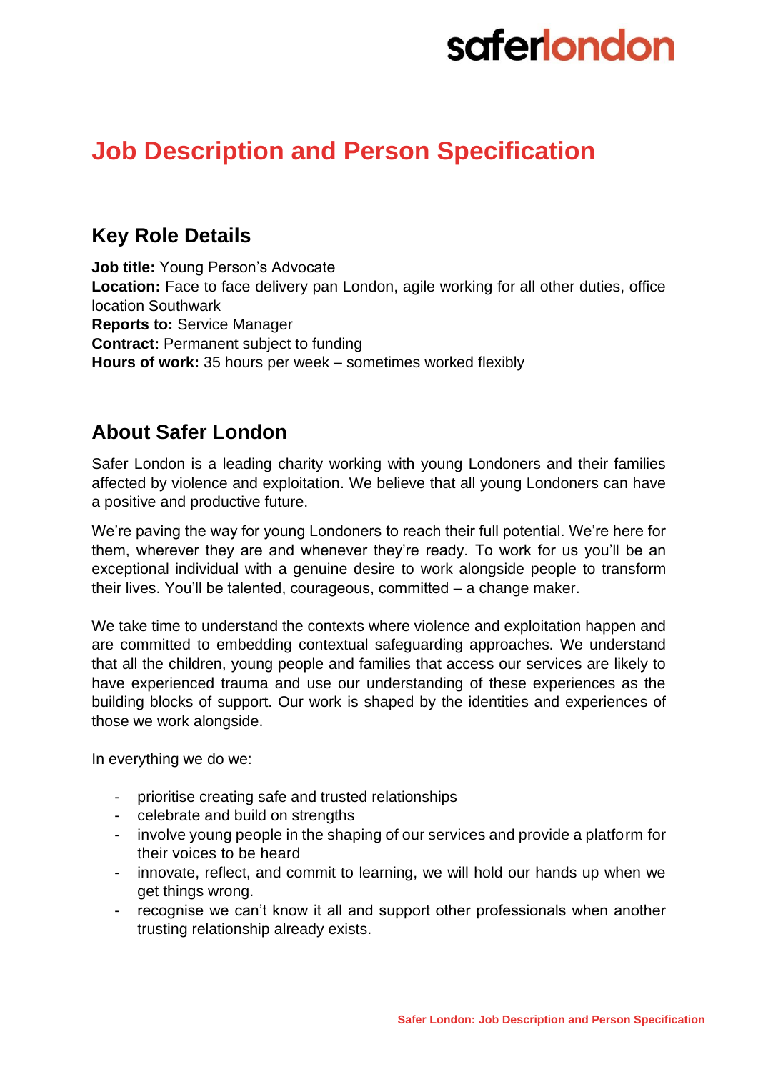saferlondon

# Job Description and Person Specification

## Key Role Details

**Job title:** Young Person's Advocate
**Location:** Face to face delivery pan London, agile working for all other duties, office location Southwark
**Reports to:** Service Manager
**Contract:** Permanent subject to funding
**Hours of work:** 35 hours per week – sometimes worked flexibly

## About Safer London

Safer London is a leading charity working with young Londoners and their families affected by violence and exploitation. We believe that all young Londoners can have a positive and productive future.

We're paving the way for young Londoners to reach their full potential. We're here for them, wherever they are and whenever they're ready. To work for us you'll be an exceptional individual with a genuine desire to work alongside people to transform their lives. You'll be talented, courageous, committed – a change maker.

We take time to understand the contexts where violence and exploitation happen and are committed to embedding contextual safeguarding approaches. We understand that all the children, young people and families that access our services are likely to have experienced trauma and use our understanding of these experiences as the building blocks of support. Our work is shaped by the identities and experiences of those we work alongside.

In everything we do we:

- prioritise creating safe and trusted relationships
- celebrate and build on strengths
- involve young people in the shaping of our services and provide a platform for their voices to be heard
- innovate, reflect, and commit to learning, we will hold our hands up when we get things wrong.
- recognise we can't know it all and support other professionals when another trusting relationship already exists.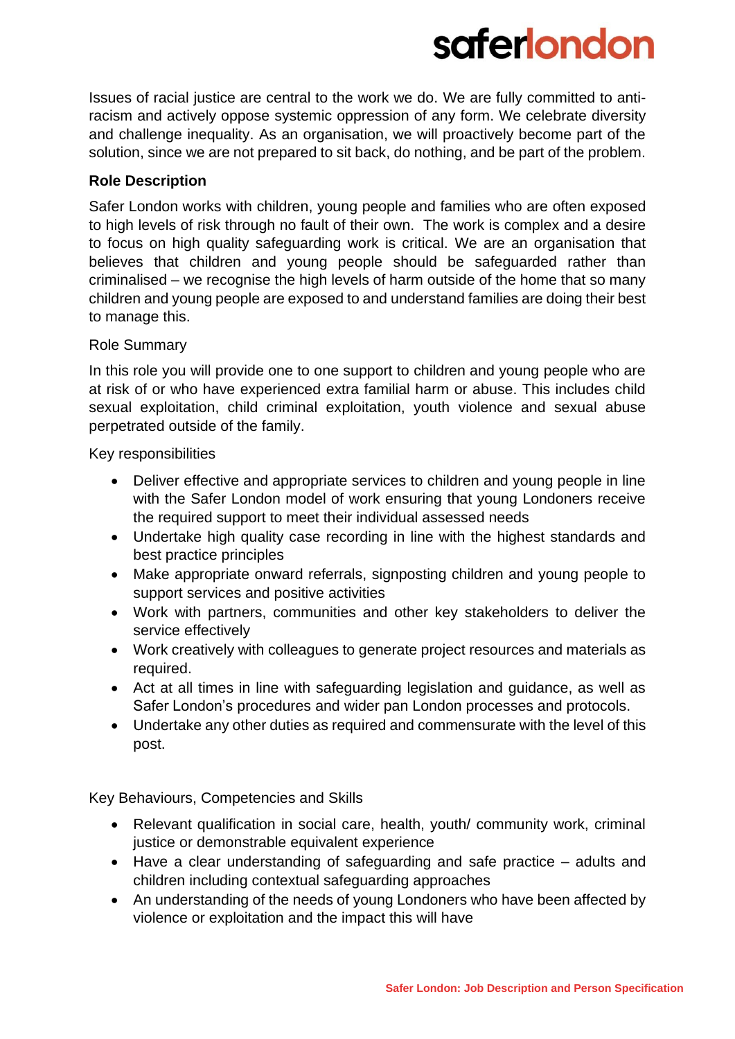Issues of racial justice are central to the work we do. We are fully committed to anti-racism and actively oppose systemic oppression of any form. We celebrate diversity and challenge inequality. As an organisation, we will proactively become part of the solution, since we are not prepared to sit back, do nothing, and be part of the problem.

**Role Description**

Safer London works with children, young people and families who are often exposed to high levels of risk through no fault of their own. The work is complex and a desire to focus on high quality safeguarding work is critical. We are an organisation that believes that children and young people should be safeguarded rather than criminalised – we recognise the high levels of harm outside of the home that so many children and young people are exposed to and understand families are doing their best to manage this.

Role Summary

In this role you will provide one to one support to children and young people who are at risk of or who have experienced extra familial harm or abuse. This includes child sexual exploitation, child criminal exploitation, youth violence and sexual abuse perpetrated outside of the family.

Key responsibilities

- Deliver effective and appropriate services to children and young people in line with the Safer London model of work ensuring that young Londoners receive the required support to meet their individual assessed needs
- Undertake high quality case recording in line with the highest standards and best practice principles
- Make appropriate onward referrals, signposting children and young people to support services and positive activities
- Work with partners, communities and other key stakeholders to deliver the service effectively
- Work creatively with colleagues to generate project resources and materials as required.
- Act at all times in line with safeguarding legislation and guidance, as well as Safer London's procedures and wider pan London processes and protocols.
- Undertake any other duties as required and commensurate with the level of this post.

Key Behaviours, Competencies and Skills

- Relevant qualification in social care, health, youth/ community work, criminal justice or demonstrable equivalent experience
- Have a clear understanding of safeguarding and safe practice – adults and children including contextual safeguarding approaches
- An understanding of the needs of young Londoners who have been affected by violence or exploitation and the impact this will have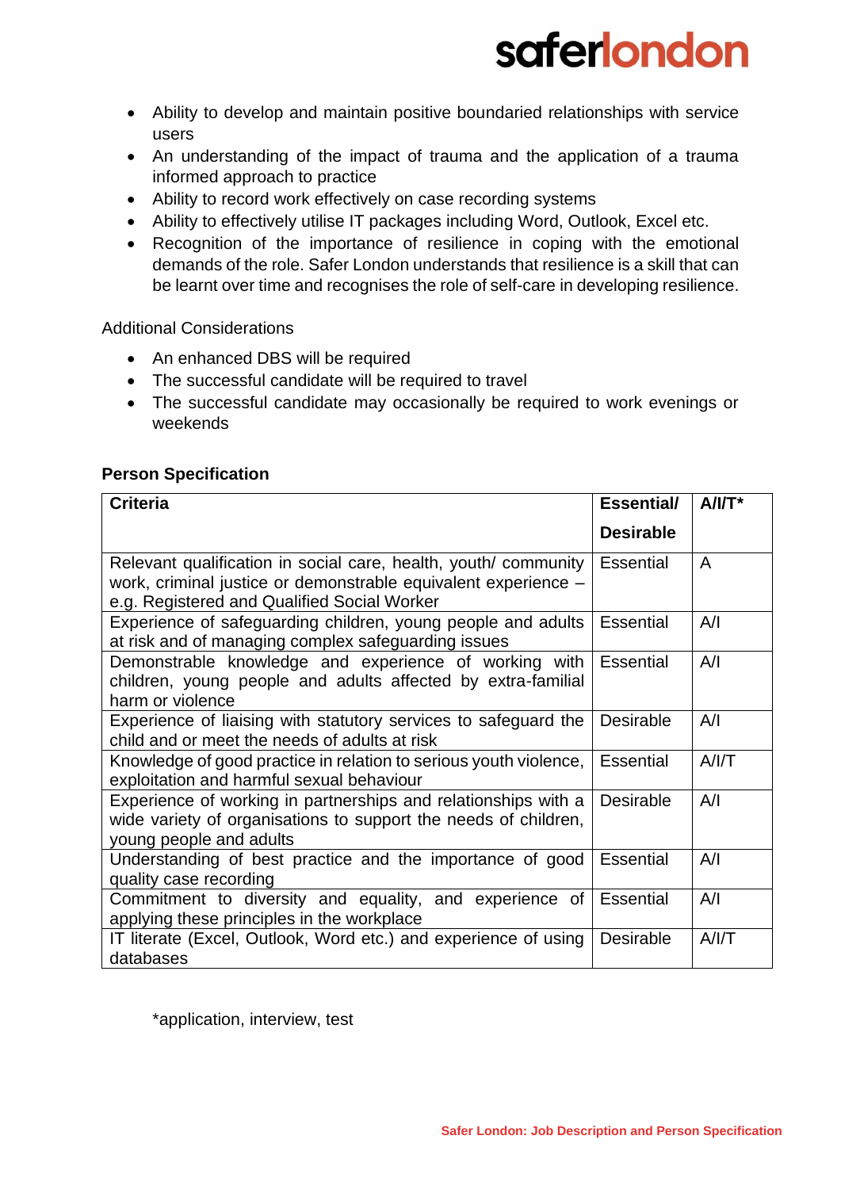- Ability to develop and maintain positive boundaried relationships with service users
- An understanding of the impact of trauma and the application of a trauma informed approach to practice
- Ability to record work effectively on case recording systems
- Ability to effectively utilise IT packages including Word, Outlook, Excel etc.
- Recognition of the importance of resilience in coping with the emotional demands of the role. Safer London understands that resilience is a skill that can be learnt over time and recognises the role of self-care in developing resilience.

Additional Considerations

- An enhanced DBS will be required
- The successful candidate will be required to travel
- The successful candidate may occasionally be required to work evenings or weekends

**Person Specification**

| **Criteria** | **Essential/ Desirable** | **A/I/T*** |
|---|---|---|
| Relevant qualification in social care, health, youth/ community work, criminal justice or demonstrable equivalent experience – e.g. Registered and Qualified Social Worker | Essential | A |
| Experience of safeguarding children, young people and adults at risk and of managing complex safeguarding issues | Essential | A/I |
| Demonstrable knowledge and experience of working with children, young people and adults affected by extra-familial harm or violence | Essential | A/I |
| Experience of liaising with statutory services to safeguard the child and or meet the needs of adults at risk | Desirable | A/I |
| Knowledge of good practice in relation to serious youth violence, exploitation and harmful sexual behaviour | Essential | A/I/T |
| Experience of working in partnerships and relationships with a wide variety of organisations to support the needs of children, young people and adults | Desirable | A/I |
| Understanding of best practice and the importance of good quality case recording | Essential | A/I |
| Commitment to diversity and equality, and experience of applying these principles in the workplace | Essential | A/I |
| IT literate (Excel, Outlook, Word etc.) and experience of using databases | Desirable | A/I/T |

*application, interview, test